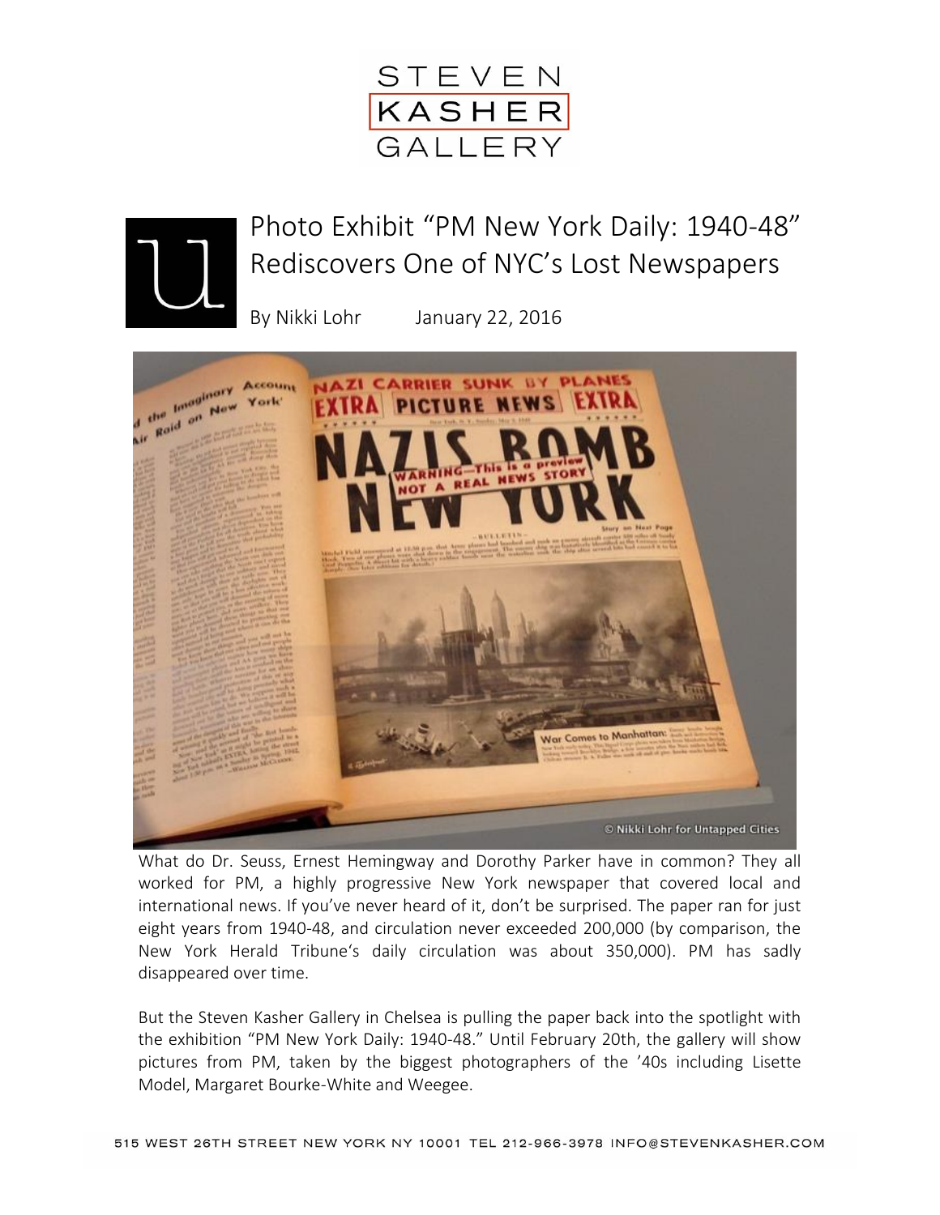STEVEN KASHER GALLERY

# Photo Exhibit "PM New York Daily: 1940-48" Rediscovers One of NYC's Lost Newspapers

By Nikki Lohr January 22, 2016

© Nikki Lohr for Untapped Cities

What do Dr. Seuss, Ernest Hemingway and Dorothy Parker have in common? They all worked for PM, a highly progressive New York newspaper that covered local and international news. If you've never heard of it, don't be surprised. The paper ran for just eight years from 1940-48, and circulation never exceeded 200,000 (by comparison, the New York Herald Tribune's daily circulation was about 350,000). PM has sadly disappeared over time.

But the Steven Kasher Gallery in Chelsea is pulling the paper back into the spotlight with the exhibition "PM New York Daily: 1940-48." Until February 20th, the gallery will show pictures from PM, taken by the biggest photographers of the '40s including Lisette Model, Margaret Bourke-White and Weegee.

515 WEST 26TH STREET NEW YORK NY 10001 TEL 212-966-3978 INFO@STEVENKASHER.COM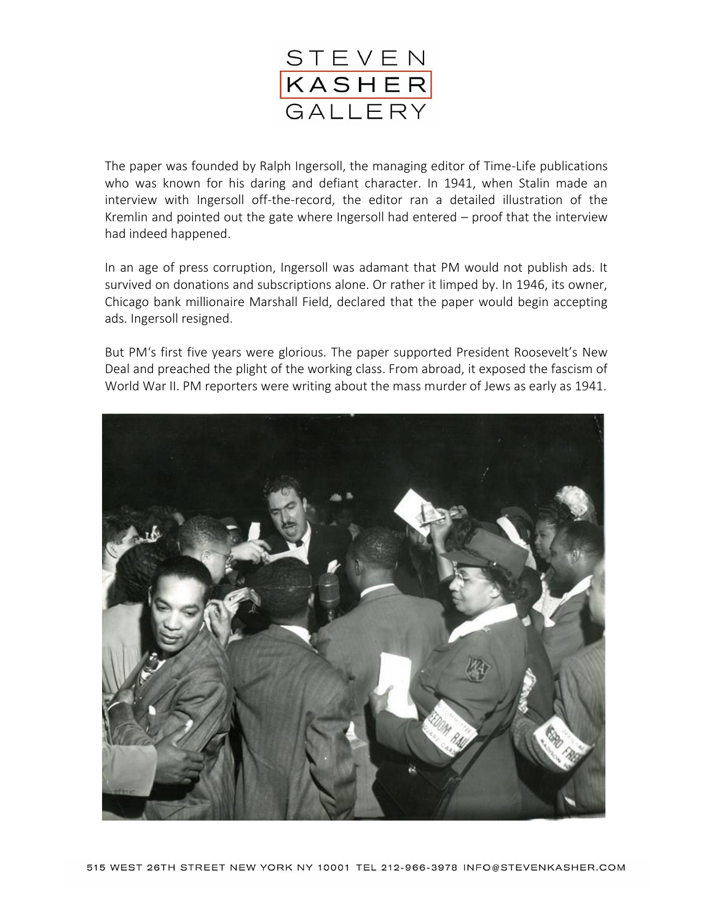The paper was founded by Ralph Ingersoll, the managing editor of Time-Life publications who was known for his daring and defiant character. In 1941, when Stalin made an interview with Ingersoll off-the-record, the editor ran a detailed illustration of the Kremlin and pointed out the gate where Ingersoll had entered – proof that the interview had indeed happened.

In an age of press corruption, Ingersoll was adamant that PM would not publish ads. It survived on donations and subscriptions alone. Or rather it limped by. In 1946, its owner, Chicago bank millionaire Marshall Field, declared that the paper would begin accepting ads. Ingersoll resigned.

But PM's first five years were glorious. The paper supported President Roosevelt's New Deal and preached the plight of the working class. From abroad, it exposed the fascism of World War II. PM reporters were writing about the mass murder of Jews as early as 1941.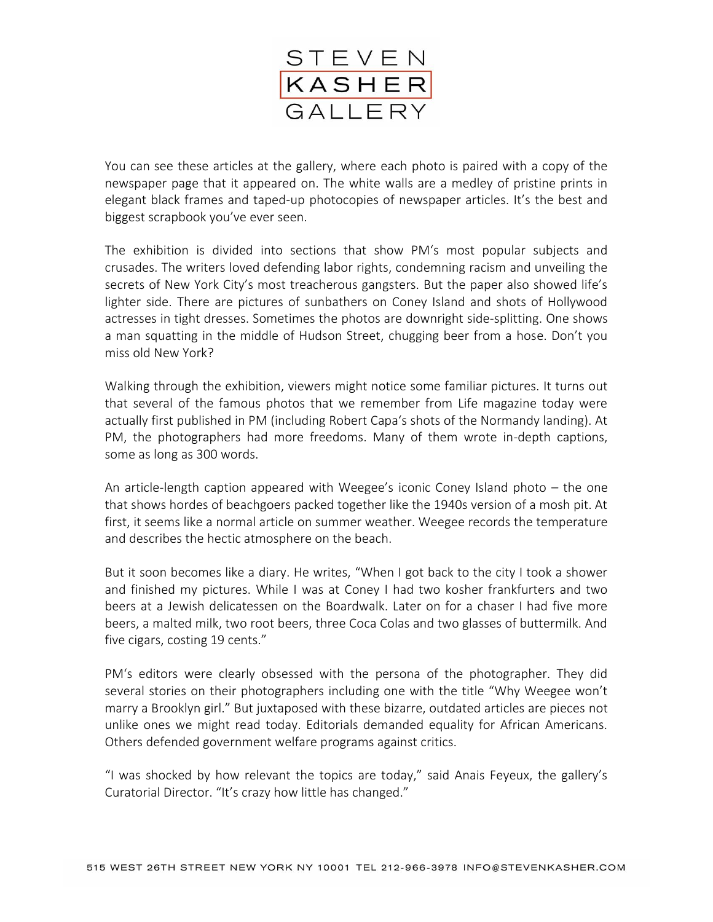You can see these articles at the gallery, where each photo is paired with a copy of the newspaper page that it appeared on. The white walls are a medley of pristine prints in elegant black frames and taped-up photocopies of newspaper articles. It's the best and biggest scrapbook you've ever seen.

The exhibition is divided into sections that show PM's most popular subjects and crusades. The writers loved defending labor rights, condemning racism and unveiling the secrets of New York City's most treacherous gangsters. But the paper also showed life's lighter side. There are pictures of sunbathers on Coney Island and shots of Hollywood actresses in tight dresses. Sometimes the photos are downright side-splitting. One shows a man squatting in the middle of Hudson Street, chugging beer from a hose. Don't you miss old New York?

Walking through the exhibition, viewers might notice some familiar pictures. It turns out that several of the famous photos that we remember from Life magazine today were actually first published in PM (including Robert Capa's shots of the Normandy landing). At PM, the photographers had more freedoms. Many of them wrote in-depth captions, some as long as 300 words.

An article-length caption appeared with Weegee's iconic Coney Island photo – the one that shows hordes of beachgoers packed together like the 1940s version of a mosh pit. At first, it seems like a normal article on summer weather. Weegee records the temperature and describes the hectic atmosphere on the beach.

But it soon becomes like a diary. He writes, "When I got back to the city I took a shower and finished my pictures. While I was at Coney I had two kosher frankfurters and two beers at a Jewish delicatessen on the Boardwalk. Later on for a chaser I had five more beers, a malted milk, two root beers, three Coca Colas and two glasses of buttermilk. And five cigars, costing 19 cents."

PM's editors were clearly obsessed with the persona of the photographer. They did several stories on their photographers including one with the title "Why Weegee won't marry a Brooklyn girl." But juxtaposed with these bizarre, outdated articles are pieces not unlike ones we might read today. Editorials demanded equality for African Americans. Others defended government welfare programs against critics.

"I was shocked by how relevant the topics are today," said Anais Feyeux, the gallery's Curatorial Director. "It's crazy how little has changed."